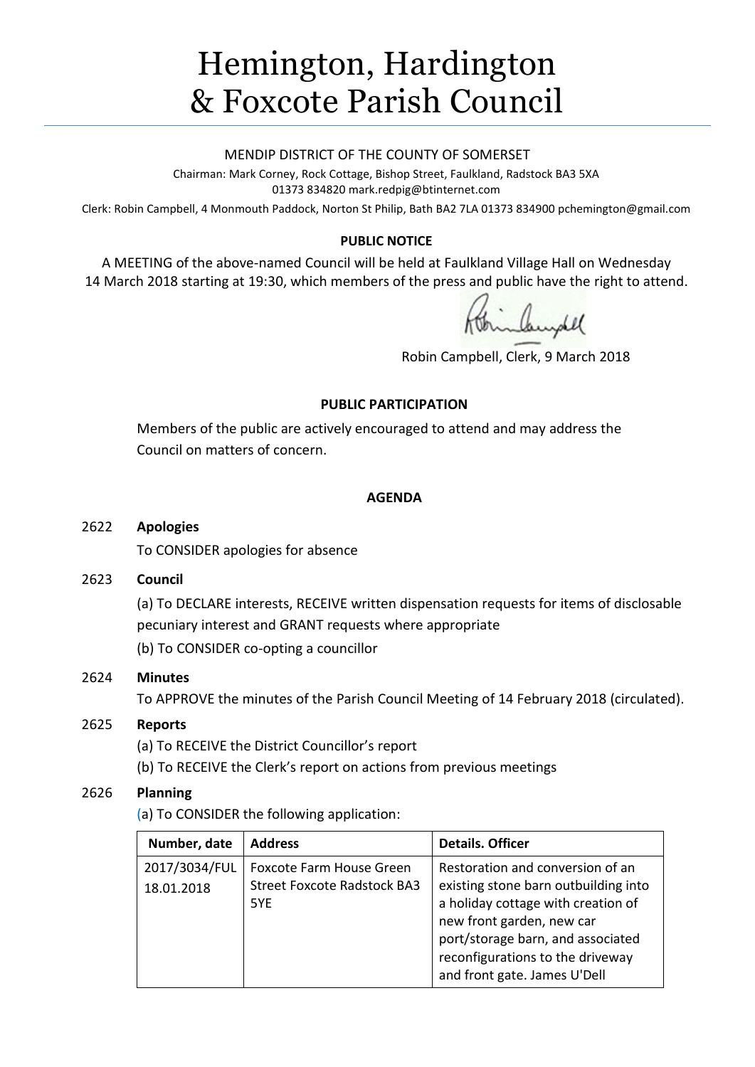# Hemington, Hardington & Foxcote Parish Council

MENDIP DISTRICT OF THE COUNTY OF SOMERSET

Chairman: Mark Corney, Rock Cottage, Bishop Street, Faulkland, Radstock BA3 5XA
01373 834820 mark.redpig@btinternet.com

Clerk: Robin Campbell, 4 Monmouth Paddock, Norton St Philip, Bath BA2 7LA 01373 834900 pchemington@gmail.com

**PUBLIC NOTICE**

A MEETING of the above-named Council will be held at Faulkland Village Hall on Wednesday 14 March 2018 starting at 19:30, which members of the press and public have the right to attend.

Robin Campbell, Clerk, 9 March 2018

**PUBLIC PARTICIPATION**

Members of the public are actively encouraged to attend and may address the Council on matters of concern.

**AGENDA**

2622 **Apologies**

To CONSIDER apologies for absence

2623 **Council**

(a) To DECLARE interests, RECEIVE written dispensation requests for items of disclosable pecuniary interest and GRANT requests where appropriate

(b) To CONSIDER co-opting a councillor

2624 **Minutes**

To APPROVE the minutes of the Parish Council Meeting of 14 February 2018 (circulated).

2625 **Reports**

(a) To RECEIVE the District Councillor's report

(b) To RECEIVE the Clerk's report on actions from previous meetings

2626 **Planning**

(a) To CONSIDER the following application:

| Number, date | Address | Details. Officer |
|---|---|---|
| 2017/3034/FUL 18.01.2018 | Foxcote Farm House Green Street Foxcote Radstock BA3 5YE | Restoration and conversion of an existing stone barn outbuilding into a holiday cottage with creation of new front garden, new car port/storage barn, and associated reconfigurations to the driveway and front gate. James U'Dell |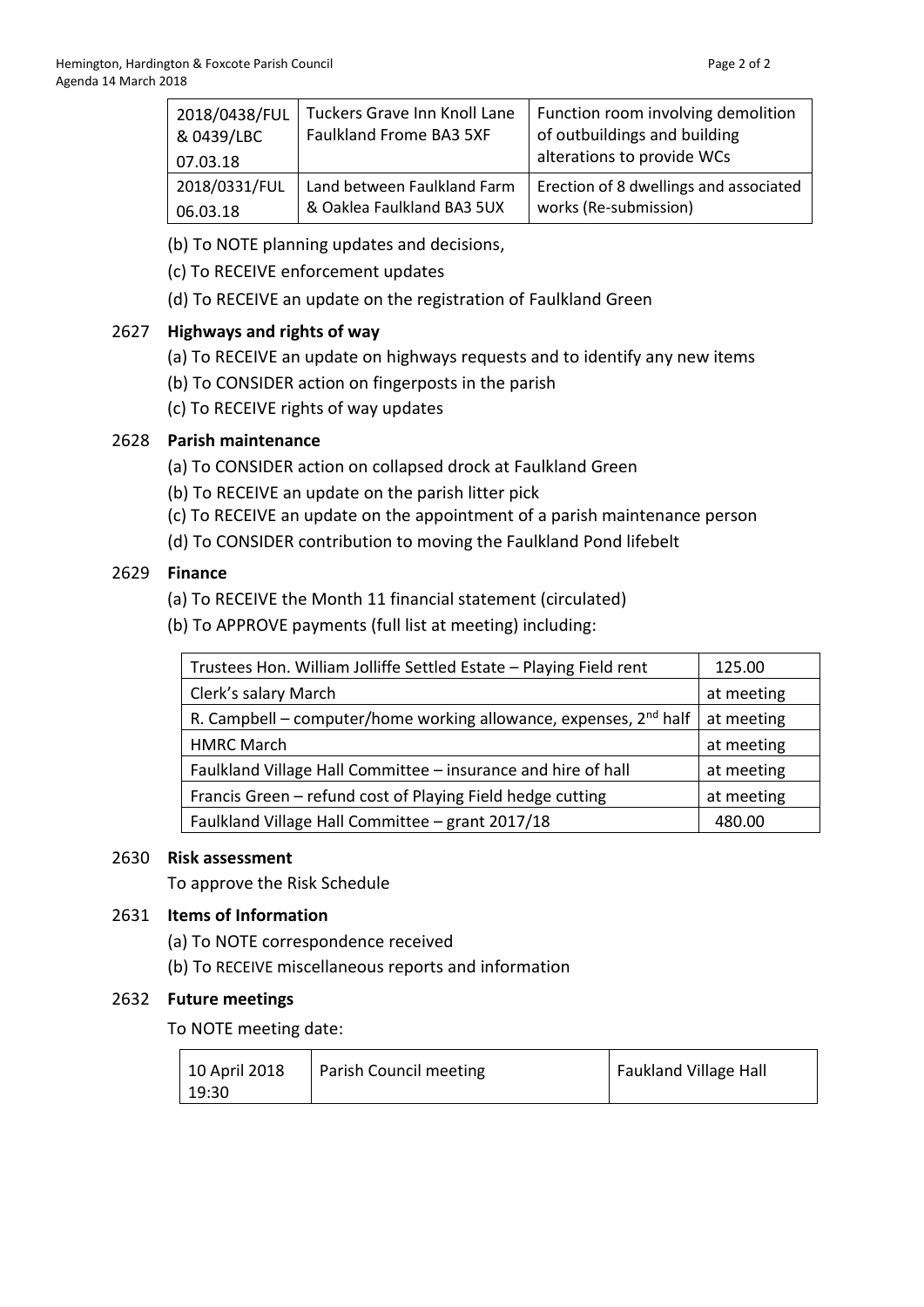| | | |
|---|---|---|
| 2018/0438/FUL & 0439/LBC 07.03.18 | Tuckers Grave Inn Knoll Lane Faulkland Frome BA3 5XF | Function room involving demolition of outbuildings and building alterations to provide WCs |
| 2018/0331/FUL 06.03.18 | Land between Faulkland Farm & Oaklea Faulkland BA3 5UX | Erection of 8 dwellings and associated works (Re-submission) |

(b) To NOTE planning updates and decisions,

(c) To RECEIVE enforcement updates

(d) To RECEIVE an update on the registration of Faulkland Green

**2627 Highways and rights of way**

(a) To RECEIVE an update on highways requests and to identify any new items

(b) To CONSIDER action on fingerposts in the parish

(c) To RECEIVE rights of way updates

**2628 Parish maintenance**

(a) To CONSIDER action on collapsed drock at Faulkland Green

(b) To RECEIVE an update on the parish litter pick

(c) To RECEIVE an update on the appointment of a parish maintenance person

(d) To CONSIDER contribution to moving the Faulkland Pond lifebelt

**2629 Finance**

(a) To RECEIVE the Month 11 financial statement (circulated)

(b) To APPROVE payments (full list at meeting) including:

| | |
|---|---|
| Trustees Hon. William Jolliffe Settled Estate – Playing Field rent | 125.00 |
| Clerk's salary March | at meeting |
| R. Campbell – computer/home working allowance, expenses, 2nd half | at meeting |
| HMRC March | at meeting |
| Faulkland Village Hall Committee – insurance and hire of hall | at meeting |
| Francis Green – refund cost of Playing Field hedge cutting | at meeting |
| Faulkland Village Hall Committee – grant 2017/18 | 480.00 |

**2630 Risk assessment**

To approve the Risk Schedule

**2631 Items of Information**

(a) To NOTE correspondence received

(b) To RECEIVE miscellaneous reports and information

**2632 Future meetings**

To NOTE meeting date:

| | | |
|---|---|---|
| 10 April 2018 19:30 | Parish Council meeting | Faukland Village Hall |